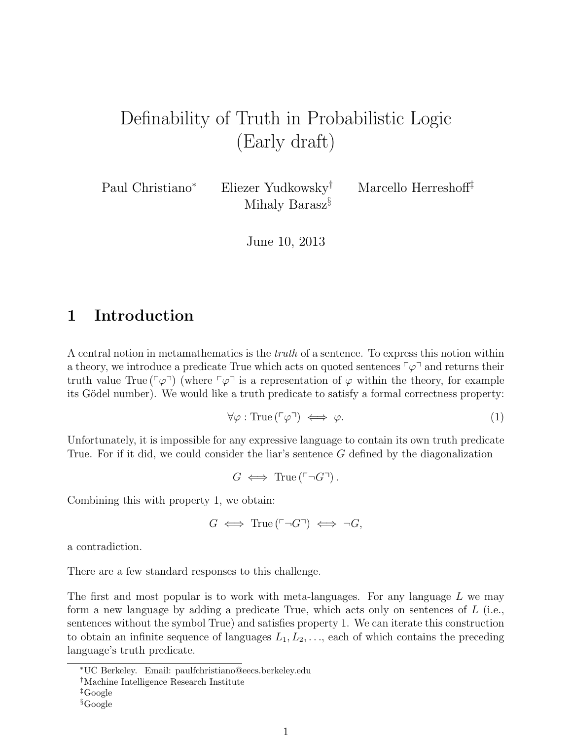# Definability of Truth in Probabilistic Logic (Early draft)

Paul Christiano[*] Eliezer Yudkowsky[†] Marcello Herreshoff[‡] Mihaly Barasz[§]

June 10, 2013

## 1 Introduction

A central notion in metamathematics is the *truth* of a sentence. To express this notion within a theory, we introduce a predicate True which acts on quoted sentences $\ulcorner \varphi \urcorner$ and returns their truth value $\text{True}\left(\ulcorner \varphi \urcorner\right)$ (where $\ulcorner \varphi \urcorner$ is a representation of $\varphi$ within the theory, for example its Gödel number). We would like a truth predicate to satisfy a formal correctness property:

$$\forall \varphi : \text{True}\left(\ulcorner \varphi \urcorner\right) \iff \varphi. \tag{1}$$

Unfortunately, it is impossible for any expressive language to contain its own truth predicate True. For if it did, we could consider the liar's sentence $G$ defined by the diagonalization

$$G \iff \text{True}\left(\ulcorner \neg G \urcorner\right).$$

Combining this with property 1, we obtain:

$$G \iff \text{True}\left(\ulcorner \neg G \urcorner\right) \iff \neg G,$$

a contradiction.

There are a few standard responses to this challenge.

The first and most popular is to work with meta-languages. For any language $L$ we may form a new language by adding a predicate True, which acts only on sentences of $L$ (i.e., sentences without the symbol True) and satisfies property 1. We can iterate this construction to obtain an infinite sequence of languages $L_1, L_2, \ldots$, each of which contains the preceding language's truth predicate.

---

[*] UC Berkeley. Email: paulfchristiano@eecs.berkeley.edu

[†] Machine Intelligence Research Institute

[‡] Google

[§] Google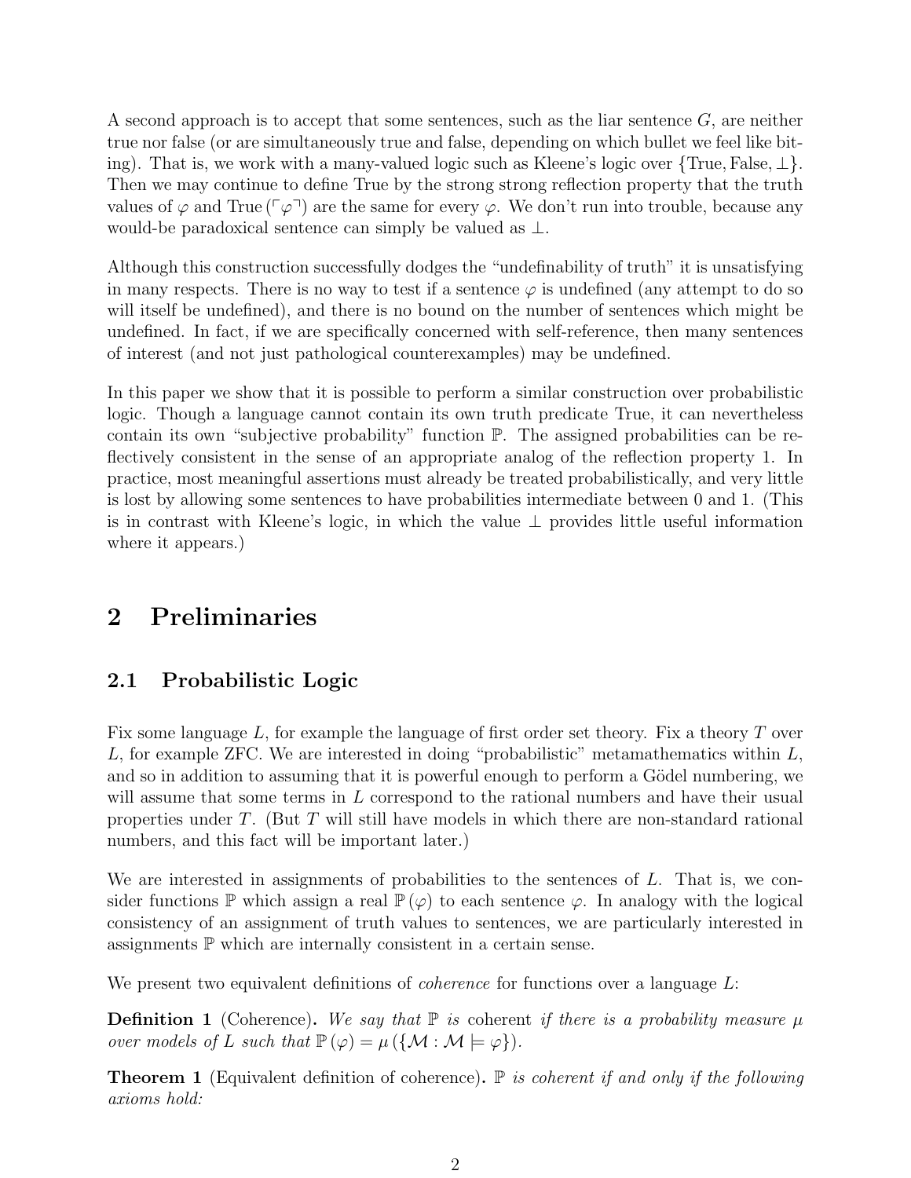A second approach is to accept that some sentences, such as the liar sentence $G$, are neither true nor false (or are simultaneously true and false, depending on which bullet we feel like biting). That is, we work with a many-valued logic such as Kleene's logic over $\{\text{True}, \text{False}, \perp\}$. Then we may continue to define True by the strong strong reflection property that the truth values of $\varphi$ and $\text{True}(\ulcorner \varphi \urcorner)$ are the same for every $\varphi$. We don't run into trouble, because any would-be paradoxical sentence can simply be valued as $\perp$.

Although this construction successfully dodges the "undefinability of truth" it is unsatisfying in many respects. There is no way to test if a sentence $\varphi$ is undefined (any attempt to do so will itself be undefined), and there is no bound on the number of sentences which might be undefined. In fact, if we are specifically concerned with self-reference, then many sentences of interest (and not just pathological counterexamples) may be undefined.

In this paper we show that it is possible to perform a similar construction over probabilistic logic. Though a language cannot contain its own truth predicate True, it can nevertheless contain its own "subjective probability" function $\mathbb{P}$. The assigned probabilities can be reflectively consistent in the sense of an appropriate analog of the reflection property 1. In practice, most meaningful assertions must already be treated probabilistically, and very little is lost by allowing some sentences to have probabilities intermediate between 0 and 1. (This is in contrast with Kleene's logic, in which the value $\perp$ provides little useful information where it appears.)

# 2 Preliminaries

## 2.1 Probabilistic Logic

Fix some language $L$, for example the language of first order set theory. Fix a theory $T$ over $L$, for example ZFC. We are interested in doing "probabilistic" metamathematics within $L$, and so in addition to assuming that it is powerful enough to perform a Gödel numbering, we will assume that some terms in $L$ correspond to the rational numbers and have their usual properties under $T$. (But $T$ will still have models in which there are non-standard rational numbers, and this fact will be important later.)

We are interested in assignments of probabilities to the sentences of $L$. That is, we consider functions $\mathbb{P}$ which assign a real $\mathbb{P}(\varphi)$ to each sentence $\varphi$. In analogy with the logical consistency of an assignment of truth values to sentences, we are particularly interested in assignments $\mathbb{P}$ which are internally consistent in a certain sense.

We present two equivalent definitions of *coherence* for functions over a language $L$:

**Definition 1** (Coherence). *We say that $\mathbb{P}$ is* coherent *if there is a probability measure $\mu$ over models of $L$ such that $\mathbb{P}(\varphi) = \mu(\{\mathcal{M} : \mathcal{M} \models \varphi\})$.*

**Theorem 1** (Equivalent definition of coherence). *$\mathbb{P}$ is coherent if and only if the following axioms hold:*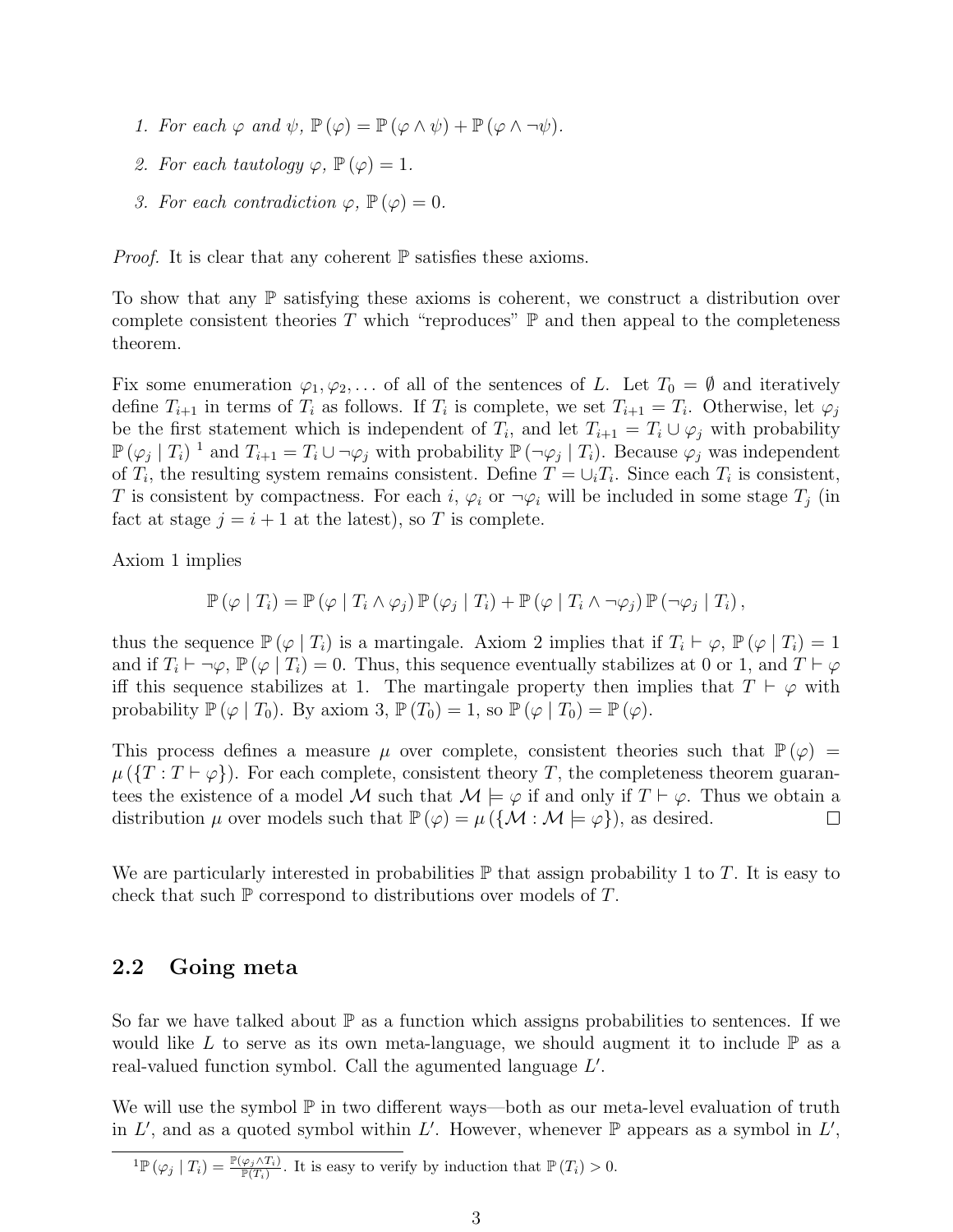1. *For each $\varphi$ and $\psi$, $\mathbb{P}(\varphi) = \mathbb{P}(\varphi \wedge \psi) + \mathbb{P}(\varphi \wedge \neg\psi)$.*
2. *For each tautology $\varphi$, $\mathbb{P}(\varphi) = 1$.*
3. *For each contradiction $\varphi$, $\mathbb{P}(\varphi) = 0$.*

*Proof.* It is clear that any coherent $\mathbb{P}$ satisfies these axioms.

To show that any $\mathbb{P}$ satisfying these axioms is coherent, we construct a distribution over complete consistent theories $T$ which "reproduces" $\mathbb{P}$ and then appeal to the completeness theorem.

Fix some enumeration $\varphi_1, \varphi_2, \ldots$ of all of the sentences of $L$. Let $T_0 = \emptyset$ and iteratively define $T_{i+1}$ in terms of $T_i$ as follows. If $T_i$ is complete, we set $T_{i+1} = T_i$. Otherwise, let $\varphi_j$ be the first statement which is independent of $T_i$, and let $T_{i+1} = T_i \cup \varphi_j$ with probability $\mathbb{P}(\varphi_j \mid T_i)$ [1] and $T_{i+1} = T_i \cup \neg\varphi_j$ with probability $\mathbb{P}(\neg\varphi_j \mid T_i)$. Because $\varphi_j$ was independent of $T_i$, the resulting system remains consistent. Define $T = \cup_i T_i$. Since each $T_i$ is consistent, $T$ is consistent by compactness. For each $i$, $\varphi_i$ or $\neg\varphi_i$ will be included in some stage $T_j$ (in fact at stage $j = i + 1$ at the latest), so $T$ is complete.

Axiom 1 implies

$$\mathbb{P}(\varphi \mid T_i) = \mathbb{P}(\varphi \mid T_i \wedge \varphi_j)\,\mathbb{P}(\varphi_j \mid T_i) + \mathbb{P}(\varphi \mid T_i \wedge \neg\varphi_j)\,\mathbb{P}(\neg\varphi_j \mid T_i),$$

thus the sequence $\mathbb{P}(\varphi \mid T_i)$ is a martingale. Axiom 2 implies that if $T_i \vdash \varphi$, $\mathbb{P}(\varphi \mid T_i) = 1$ and if $T_i \vdash \neg\varphi$, $\mathbb{P}(\varphi \mid T_i) = 0$. Thus, this sequence eventually stabilizes at 0 or 1, and $T \vdash \varphi$ iff this sequence stabilizes at 1. The martingale property then implies that $T \vdash \varphi$ with probability $\mathbb{P}(\varphi \mid T_0)$. By axiom 3, $\mathbb{P}(T_0) = 1$, so $\mathbb{P}(\varphi \mid T_0) = \mathbb{P}(\varphi)$.

This process defines a measure $\mu$ over complete, consistent theories such that $\mathbb{P}(\varphi) = \mu(\{T : T \vdash \varphi\})$. For each complete, consistent theory $T$, the completeness theorem guarantees the existence of a model $\mathcal{M}$ such that $\mathcal{M} \models \varphi$ if and only if $T \vdash \varphi$. Thus we obtain a distribution $\mu$ over models such that $\mathbb{P}(\varphi) = \mu(\{\mathcal{M} : \mathcal{M} \models \varphi\})$, as desired. ◻

We are particularly interested in probabilities $\mathbb{P}$ that assign probability 1 to $T$. It is easy to check that such $\mathbb{P}$ correspond to distributions over models of $T$.

## 2.2 Going meta

So far we have talked about $\mathbb{P}$ as a function which assigns probabilities to sentences. If we would like $L$ to serve as its own meta-language, we should augment it to include $\mathbb{P}$ as a real-valued function symbol. Call the agumented language $L'$.

We will use the symbol $\mathbb{P}$ in two different ways—both as our meta-level evaluation of truth in $L'$, and as a quoted symbol within $L'$. However, whenever $\mathbb{P}$ appears as a symbol in $L'$,

---

[1] $\mathbb{P}(\varphi_j \mid T_i) = \frac{\mathbb{P}(\varphi_j \wedge T_i)}{\mathbb{P}(T_i)}$. It is easy to verify by induction that $\mathbb{P}(T_i) > 0$.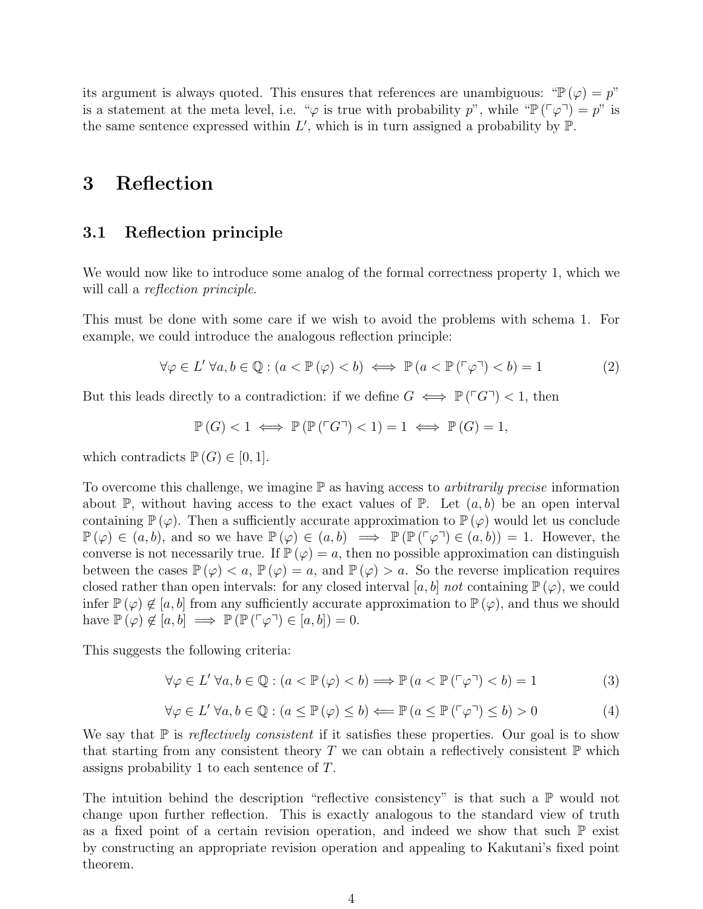its argument is always quoted. This ensures that references are unambiguous: "$\mathbb{P}(\varphi) = p$" is a statement at the meta level, i.e. "$\varphi$ is true with probability $p$", while "$\mathbb{P}(\ulcorner \varphi \urcorner) = p$" is the same sentence expressed within $L'$, which is in turn assigned a probability by $\mathbb{P}$.

# 3 Reflection

## 3.1 Reflection principle

We would now like to introduce some analog of the formal correctness property 1, which we will call a *reflection principle*.

This must be done with some care if we wish to avoid the problems with schema 1. For example, we could introduce the analogous reflection principle:

$$\forall \varphi \in L' \; \forall a, b \in \mathbb{Q} : (a < \mathbb{P}(\varphi) < b) \iff \mathbb{P}(a < \mathbb{P}(\ulcorner \varphi \urcorner) < b) = 1 \tag{2}$$

But this leads directly to a contradiction: if we define $G \iff \mathbb{P}(\ulcorner G \urcorner) < 1$, then

$$\mathbb{P}(G) < 1 \iff \mathbb{P}(\mathbb{P}(\ulcorner G \urcorner) < 1) = 1 \iff \mathbb{P}(G) = 1,$$

which contradicts $\mathbb{P}(G) \in [0, 1]$.

To overcome this challenge, we imagine $\mathbb{P}$ as having access to *arbitrarily precise* information about $\mathbb{P}$, without having access to the exact values of $\mathbb{P}$. Let $(a, b)$ be an open interval containing $\mathbb{P}(\varphi)$. Then a sufficiently accurate approximation to $\mathbb{P}(\varphi)$ would let us conclude $\mathbb{P}(\varphi) \in (a, b)$, and so we have $\mathbb{P}(\varphi) \in (a, b) \implies \mathbb{P}(\mathbb{P}(\ulcorner \varphi \urcorner) \in (a, b)) = 1$. However, the converse is not necessarily true. If $\mathbb{P}(\varphi) = a$, then no possible approximation can distinguish between the cases $\mathbb{P}(\varphi) < a$, $\mathbb{P}(\varphi) = a$, and $\mathbb{P}(\varphi) > a$. So the reverse implication requires closed rather than open intervals: for any closed interval $[a, b]$ *not* containing $\mathbb{P}(\varphi)$, we could infer $\mathbb{P}(\varphi) \notin [a, b]$ from any sufficiently accurate approximation to $\mathbb{P}(\varphi)$, and thus we should have $\mathbb{P}(\varphi) \notin [a, b] \implies \mathbb{P}(\mathbb{P}(\ulcorner \varphi \urcorner) \in [a, b]) = 0$.

This suggests the following criteria:

$$\forall \varphi \in L' \; \forall a, b \in \mathbb{Q} : (a < \mathbb{P}(\varphi) < b) \Longrightarrow \mathbb{P}(a < \mathbb{P}(\ulcorner \varphi \urcorner) < b) = 1 \tag{3}$$

$$\forall \varphi \in L' \; \forall a, b \in \mathbb{Q} : (a \leq \mathbb{P}(\varphi) \leq b) \Longleftarrow \mathbb{P}(a \leq \mathbb{P}(\ulcorner \varphi \urcorner) \leq b) > 0 \tag{4}$$

We say that $\mathbb{P}$ is *reflectively consistent* if it satisfies these properties. Our goal is to show that starting from any consistent theory $T$ we can obtain a reflectively consistent $\mathbb{P}$ which assigns probability 1 to each sentence of $T$.

The intuition behind the description "reflective consistency" is that such a $\mathbb{P}$ would not change upon further reflection. This is exactly analogous to the standard view of truth as a fixed point of a certain revision operation, and indeed we show that such $\mathbb{P}$ exist by constructing an appropriate revision operation and appealing to Kakutani's fixed point theorem.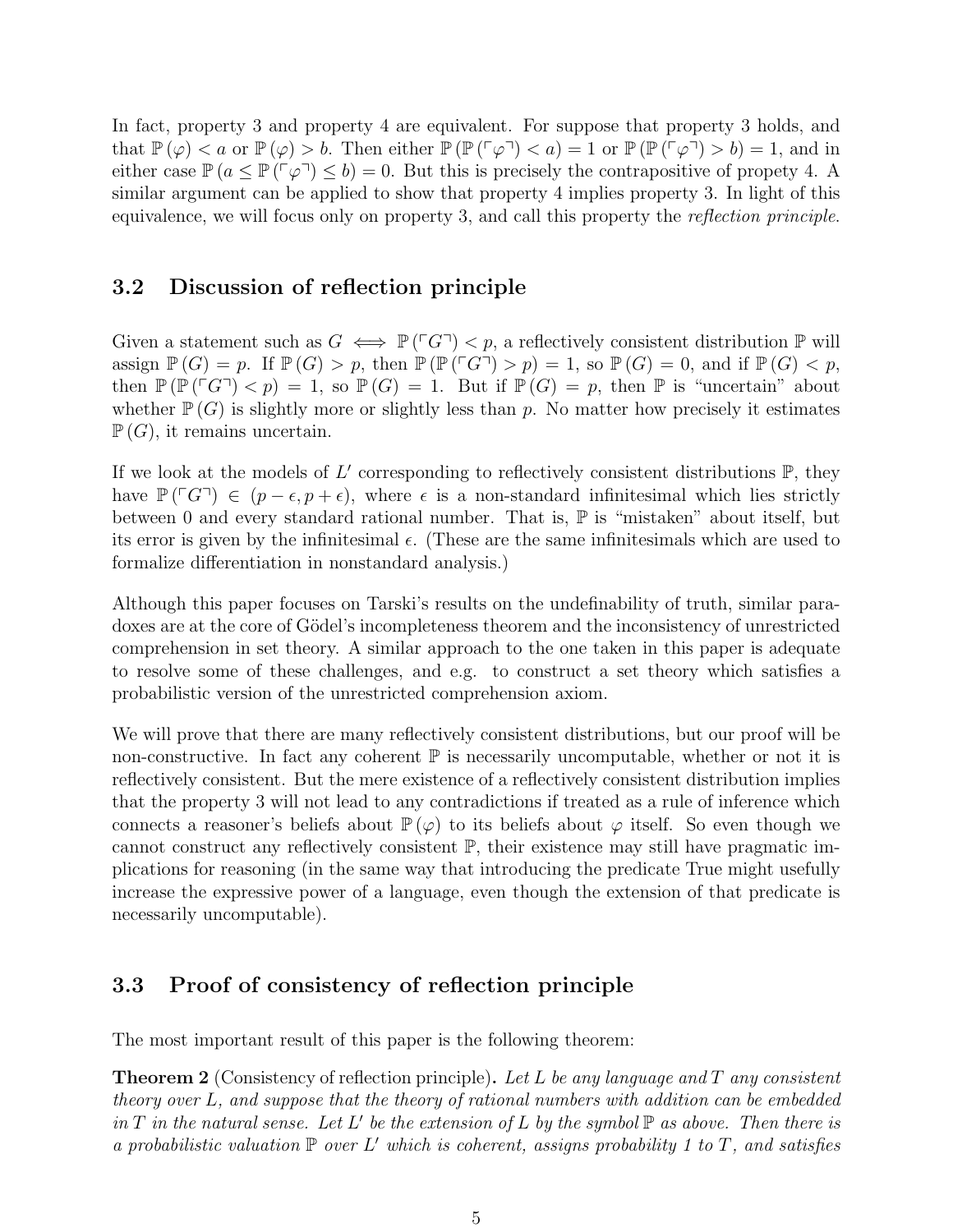In fact, property 3 and property 4 are equivalent. For suppose that property 3 holds, and that $\mathbb{P}(\varphi) < a$ or $\mathbb{P}(\varphi) > b$. Then either $\mathbb{P}(\mathbb{P}(\ulcorner\varphi\urcorner) < a) = 1$ or $\mathbb{P}(\mathbb{P}(\ulcorner\varphi\urcorner) > b) = 1$, and in either case $\mathbb{P}(a \leq \mathbb{P}(\ulcorner\varphi\urcorner) \leq b) = 0$. But this is precisely the contrapositive of propety 4. A similar argument can be applied to show that property 4 implies property 3. In light of this equivalence, we will focus only on property 3, and call this property the *reflection principle*.

### 3.2 Discussion of reflection principle

Given a statement such as $G \iff \mathbb{P}(\ulcorner G\urcorner) < p$, a reflectively consistent distribution $\mathbb{P}$ will assign $\mathbb{P}(G) = p$. If $\mathbb{P}(G) > p$, then $\mathbb{P}(\mathbb{P}(\ulcorner G\urcorner) > p) = 1$, so $\mathbb{P}(G) = 0$, and if $\mathbb{P}(G) < p$, then $\mathbb{P}(\mathbb{P}(\ulcorner G\urcorner) < p) = 1$, so $\mathbb{P}(G) = 1$. But if $\mathbb{P}(G) = p$, then $\mathbb{P}$ is "uncertain" about whether $\mathbb{P}(G)$ is slightly more or slightly less than $p$. No matter how precisely it estimates $\mathbb{P}(G)$, it remains uncertain.

If we look at the models of $L'$ corresponding to reflectively consistent distributions $\mathbb{P}$, they have $\mathbb{P}(\ulcorner G\urcorner) \in (p - \epsilon, p + \epsilon)$, where $\epsilon$ is a non-standard infinitesimal which lies strictly between 0 and every standard rational number. That is, $\mathbb{P}$ is "mistaken" about itself, but its error is given by the infinitesimal $\epsilon$. (These are the same infinitesimals which are used to formalize differentiation in nonstandard analysis.)

Although this paper focuses on Tarski's results on the undefinability of truth, similar paradoxes are at the core of Gödel's incompleteness theorem and the inconsistency of unrestricted comprehension in set theory. A similar approach to the one taken in this paper is adequate to resolve some of these challenges, and e.g. to construct a set theory which satisfies a probabilistic version of the unrestricted comprehension axiom.

We will prove that there are many reflectively consistent distributions, but our proof will be non-constructive. In fact any coherent $\mathbb{P}$ is necessarily uncomputable, whether or not it is reflectively consistent. But the mere existence of a reflectively consistent distribution implies that the property 3 will not lead to any contradictions if treated as a rule of inference which connects a reasoner's beliefs about $\mathbb{P}(\varphi)$ to its beliefs about $\varphi$ itself. So even though we cannot construct any reflectively consistent $\mathbb{P}$, their existence may still have pragmatic implications for reasoning (in the same way that introducing the predicate True might usefully increase the expressive power of a language, even though the extension of that predicate is necessarily uncomputable).

### 3.3 Proof of consistency of reflection principle

The most important result of this paper is the following theorem:

**Theorem 2** (Consistency of reflection principle)**.** *Let $L$ be any language and $T$ any consistent theory over $L$, and suppose that the theory of rational numbers with addition can be embedded in $T$ in the natural sense. Let $L'$ be the extension of $L$ by the symbol $\mathbb{P}$ as above. Then there is a probabilistic valuation $\mathbb{P}$ over $L'$ which is coherent, assigns probability 1 to $T$, and satisfies*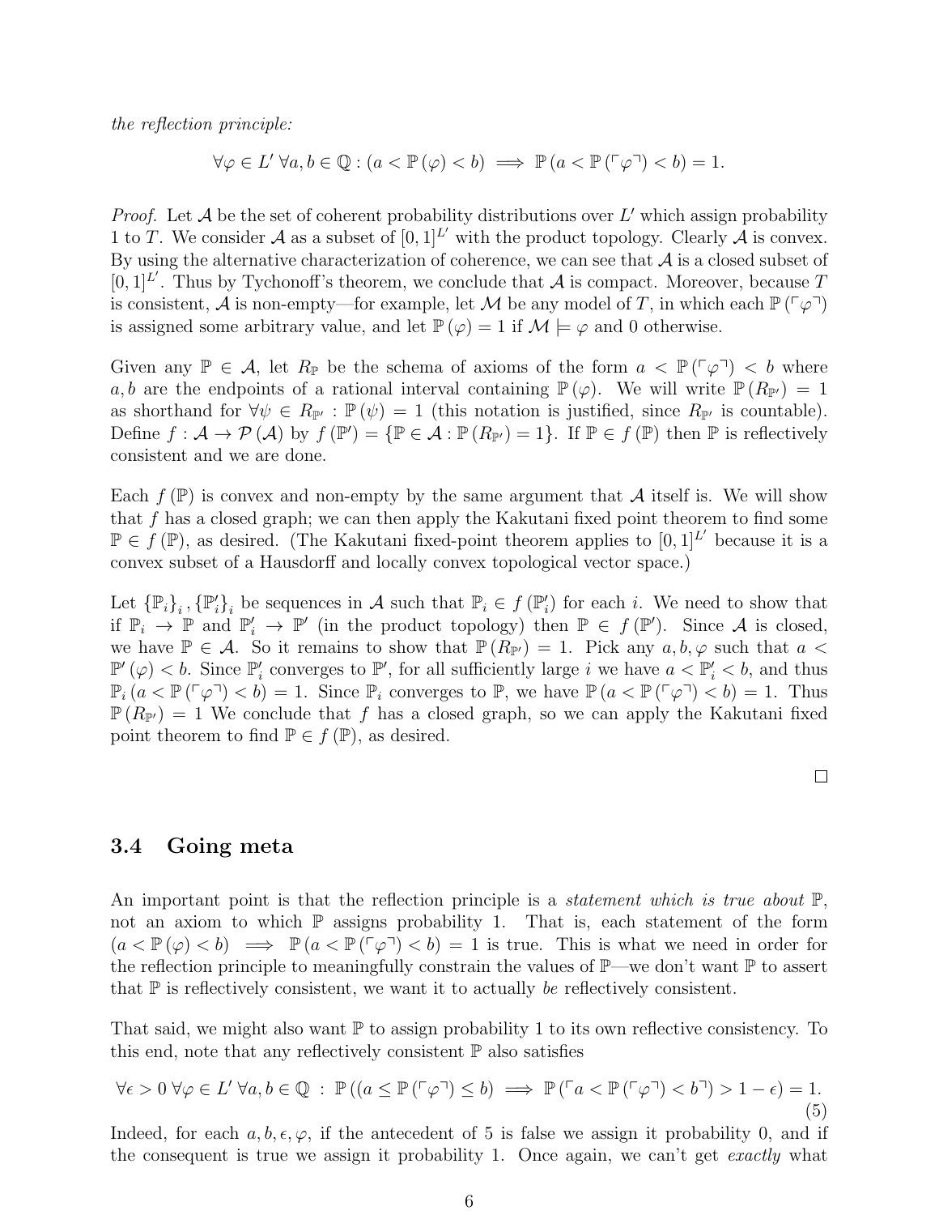*the reflection principle:*

$$\forall \varphi \in L' \; \forall a, b \in \mathbb{Q} : (a < \mathbb{P}(\varphi) < b) \implies \mathbb{P}(a < \mathbb{P}(\ulcorner \varphi \urcorner) < b) = 1.$$

*Proof.* Let $\mathcal{A}$ be the set of coherent probability distributions over $L'$ which assign probability 1 to $T$. We consider $\mathcal{A}$ as a subset of $[0,1]^{L'}$ with the product topology. Clearly $\mathcal{A}$ is convex. By using the alternative characterization of coherence, we can see that $\mathcal{A}$ is a closed subset of $[0,1]^{L'}$. Thus by Tychonoff's theorem, we conclude that $\mathcal{A}$ is compact. Moreover, because $T$ is consistent, $\mathcal{A}$ is non-empty—for example, let $\mathcal{M}$ be any model of $T$, in which each $\mathbb{P}(\ulcorner \varphi \urcorner)$ is assigned some arbitrary value, and let $\mathbb{P}(\varphi) = 1$ if $\mathcal{M} \models \varphi$ and 0 otherwise.

Given any $\mathbb{P} \in \mathcal{A}$, let $R_{\mathbb{P}}$ be the schema of axioms of the form $a < \mathbb{P}(\ulcorner \varphi \urcorner) < b$ where $a, b$ are the endpoints of a rational interval containing $\mathbb{P}(\varphi)$. We will write $\mathbb{P}(R_{\mathbb{P}'}) = 1$ as shorthand for $\forall \psi \in R_{\mathbb{P}'} : \mathbb{P}(\psi) = 1$ (this notation is justified, since $R_{\mathbb{P}'}$ is countable). Define $f : \mathcal{A} \to \mathcal{P}(\mathcal{A})$ by $f(\mathbb{P}') = \{\mathbb{P} \in \mathcal{A} : \mathbb{P}(R_{\mathbb{P}'}) = 1\}$. If $\mathbb{P} \in f(\mathbb{P})$ then $\mathbb{P}$ is reflectively consistent and we are done.

Each $f(\mathbb{P})$ is convex and non-empty by the same argument that $\mathcal{A}$ itself is. We will show that $f$ has a closed graph; we can then apply the Kakutani fixed point theorem to find some $\mathbb{P} \in f(\mathbb{P})$, as desired. (The Kakutani fixed-point theorem applies to $[0,1]^{L'}$ because it is a convex subset of a Hausdorff and locally convex topological vector space.)

Let $\{\mathbb{P}_i\}_i, \{\mathbb{P}'_i\}_i$ be sequences in $\mathcal{A}$ such that $\mathbb{P}_i \in f(\mathbb{P}'_i)$ for each $i$. We need to show that if $\mathbb{P}_i \to \mathbb{P}$ and $\mathbb{P}'_i \to \mathbb{P}'$ (in the product topology) then $\mathbb{P} \in f(\mathbb{P}')$. Since $\mathcal{A}$ is closed, we have $\mathbb{P} \in \mathcal{A}$. So it remains to show that $\mathbb{P}(R_{\mathbb{P}'}) = 1$. Pick any $a, b, \varphi$ such that $a < \mathbb{P}'(\varphi) < b$. Since $\mathbb{P}'_i$ converges to $\mathbb{P}'$, for all sufficiently large $i$ we have $a < \mathbb{P}'_i < b$, and thus $\mathbb{P}_i(a < \mathbb{P}(\ulcorner \varphi \urcorner) < b) = 1$. Since $\mathbb{P}_i$ converges to $\mathbb{P}$, we have $\mathbb{P}(a < \mathbb{P}(\ulcorner \varphi \urcorner) < b) = 1$. Thus $\mathbb{P}(R_{\mathbb{P}'}) = 1$ We conclude that $f$ has a closed graph, so we can apply the Kakutani fixed point theorem to find $\mathbb{P} \in f(\mathbb{P})$, as desired.

□

### 3.4 Going meta

An important point is that the reflection principle is a *statement which is true about* $\mathbb{P}$, not an axiom to which $\mathbb{P}$ assigns probability 1. That is, each statement of the form $(a < \mathbb{P}(\varphi) < b) \implies \mathbb{P}(a < \mathbb{P}(\ulcorner \varphi \urcorner) < b) = 1$ is true. This is what we need in order for the reflection principle to meaningfully constrain the values of $\mathbb{P}$—we don't want $\mathbb{P}$ to assert that $\mathbb{P}$ is reflectively consistent, we want it to actually *be* reflectively consistent.

That said, we might also want $\mathbb{P}$ to assign probability 1 to its own reflective consistency. To this end, note that any reflectively consistent $\mathbb{P}$ also satisfies

$$\forall \epsilon > 0 \; \forall \varphi \in L' \; \forall a, b \in \mathbb{Q} \; : \; \mathbb{P}((a \leq \mathbb{P}(\ulcorner \varphi \urcorner) \leq b) \implies \mathbb{P}(\ulcorner a < \mathbb{P}(\ulcorner \varphi \urcorner) < b \urcorner) > 1 - \epsilon) = 1. \tag{5}$$

Indeed, for each $a, b, \epsilon, \varphi$, if the antecedent of 5 is false we assign it probability 0, and if the consequent is true we assign it probability 1. Once again, we can't get *exactly* what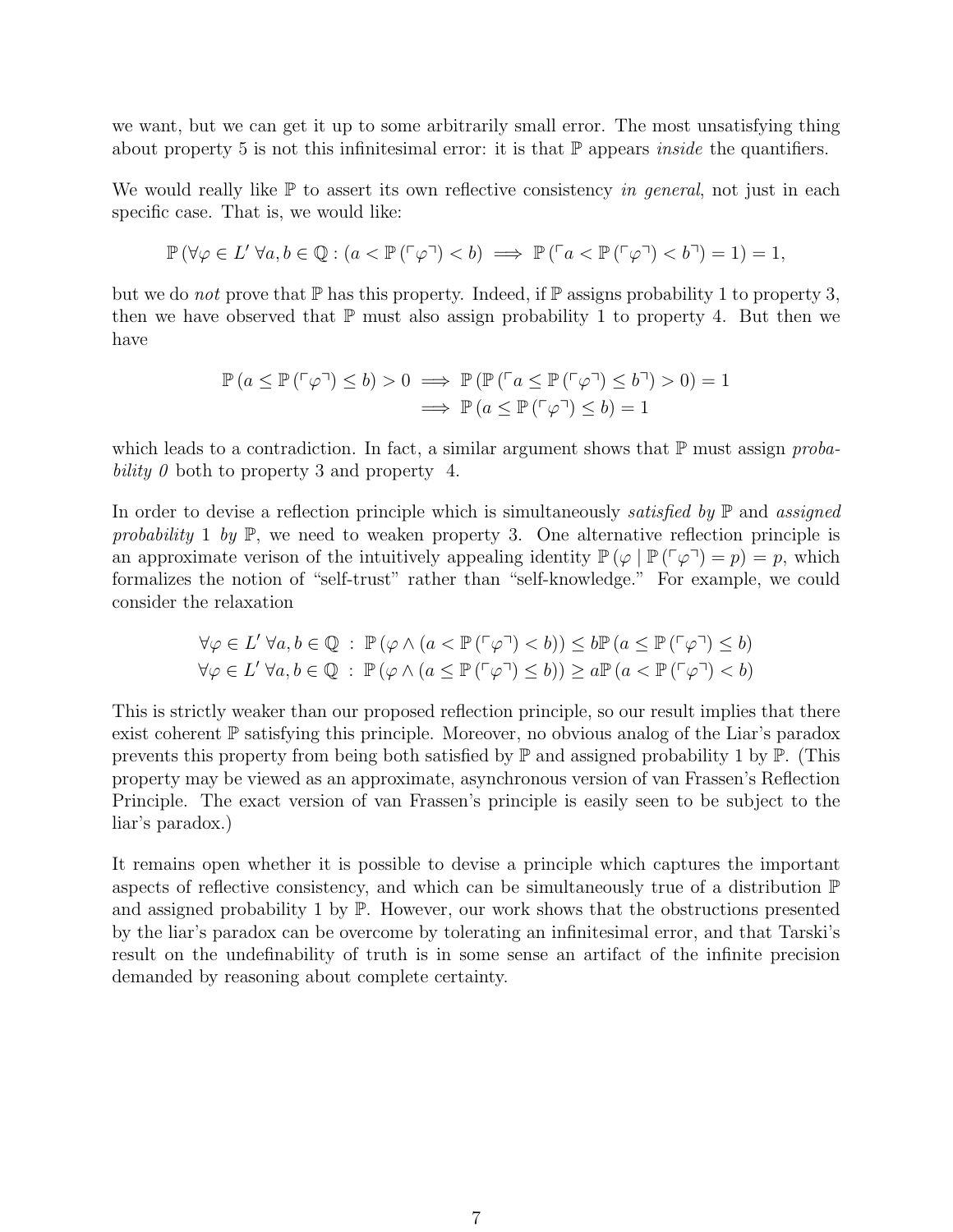we want, but we can get it up to some arbitrarily small error. The most unsatisfying thing about property 5 is not this infinitesimal error: it is that $\mathbb{P}$ appears *inside* the quantifiers.

We would really like $\mathbb{P}$ to assert its own reflective consistency *in general*, not just in each specific case. That is, we would like:

$$\mathbb{P}\left(\forall \varphi \in L' \; \forall a, b \in \mathbb{Q} : \left(a < \mathbb{P}\left(\ulcorner \varphi \urcorner\right) < b\right) \implies \mathbb{P}\left(\ulcorner a < \mathbb{P}\left(\ulcorner \varphi \urcorner\right) < b \urcorner\right) = 1\right) = 1,$$

but we do *not* prove that $\mathbb{P}$ has this property. Indeed, if $\mathbb{P}$ assigns probability 1 to property 3, then we have observed that $\mathbb{P}$ must also assign probability 1 to property 4. But then we have

$$\begin{aligned}
\mathbb{P}\left(a \leq \mathbb{P}\left(\ulcorner \varphi \urcorner\right) \leq b\right) > 0 &\implies \mathbb{P}\left(\mathbb{P}\left(\ulcorner a \leq \mathbb{P}\left(\ulcorner \varphi \urcorner\right) \leq b \urcorner\right) > 0\right) = 1 \\
&\implies \mathbb{P}\left(a \leq \mathbb{P}\left(\ulcorner \varphi \urcorner\right) \leq b\right) = 1
\end{aligned}$$

which leads to a contradiction. In fact, a similar argument shows that $\mathbb{P}$ must assign *probability 0* both to property 3 and property 4.

In order to devise a reflection principle which is simultaneously *satisfied by* $\mathbb{P}$ and *assigned probability* 1 *by* $\mathbb{P}$, we need to weaken property 3. One alternative reflection principle is an approximate verison of the intuitively appealing identity $\mathbb{P}\left(\varphi \mid \mathbb{P}\left(\ulcorner \varphi \urcorner\right) = p\right) = p$, which formalizes the notion of "self-trust" rather than "self-knowledge." For example, we could consider the relaxation

$$\begin{aligned}
&\forall \varphi \in L' \; \forall a, b \in \mathbb{Q} \; : \; \mathbb{P}\left(\varphi \wedge \left(a < \mathbb{P}\left(\ulcorner \varphi \urcorner\right) < b\right)\right) \leq b \mathbb{P}\left(a \leq \mathbb{P}\left(\ulcorner \varphi \urcorner\right) \leq b\right) \\
&\forall \varphi \in L' \; \forall a, b \in \mathbb{Q} \; : \; \mathbb{P}\left(\varphi \wedge \left(a \leq \mathbb{P}\left(\ulcorner \varphi \urcorner\right) \leq b\right)\right) \geq a \mathbb{P}\left(a < \mathbb{P}\left(\ulcorner \varphi \urcorner\right) < b\right)
\end{aligned}$$

This is strictly weaker than our proposed reflection principle, so our result implies that there exist coherent $\mathbb{P}$ satisfying this principle. Moreover, no obvious analog of the Liar's paradox prevents this property from being both satisfied by $\mathbb{P}$ and assigned probability 1 by $\mathbb{P}$. (This property may be viewed as an approximate, asynchronous version of van Frassen's Reflection Principle. The exact version of van Frassen's principle is easily seen to be subject to the liar's paradox.)

It remains open whether it is possible to devise a principle which captures the important aspects of reflective consistency, and which can be simultaneously true of a distribution $\mathbb{P}$ and assigned probability 1 by $\mathbb{P}$. However, our work shows that the obstructions presented by the liar's paradox can be overcome by tolerating an infinitesimal error, and that Tarski's result on the undefinability of truth is in some sense an artifact of the infinite precision demanded by reasoning about complete certainty.